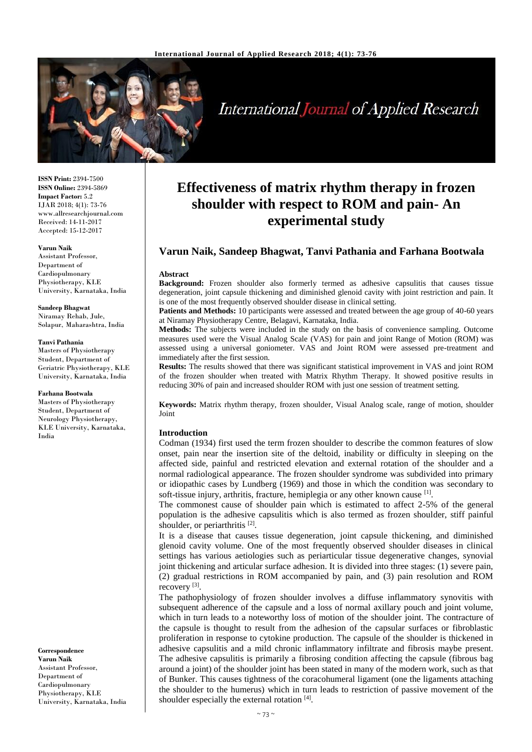# Effectiveness of matrix rhythm therapy in frozen shoulder with respect to ROM and pain- An experimental study

**Varun Naik, Sandeep Bhagwat, Tanvi Pathania and Farhana Bootwala**

**ISSN Print:** 2394-7500
**ISSN Online:** 2394-5869
**Impact Factor:** 5.2
IJAR 2018; 4(1): 73-76
www.allresearchjournal.com
Received: 14-11-2017
Accepted: 15-12-2017

**Varun Naik**
Assistant Professor, Department of Cardiopulmonary Physiotherapy, KLE University, Karnataka, India

**Sandeep Bhagwat**
Niramay Rehab, Jule, Solapur, Maharashtra, India

**Tanvi Pathania**
Masters of Physiotherapy Student, Department of Geriatric Physiotherapy, KLE University, Karnataka, India

**Farhana Bootwala**
Masters of Physiotherapy Student, Department of Neurology Physiotherapy, KLE University, Karnataka, India

**Correspondence**
**Varun Naik**
Assistant Professor, Department of Cardiopulmonary Physiotherapy, KLE University, Karnataka, India

### Abstract

**Background:** Frozen shoulder also formerly termed as adhesive capsulitis that causes tissue degeneration, joint capsule thickening and diminished glenoid cavity with joint restriction and pain. It is one of the most frequently observed shoulder disease in clinical setting.

**Patients and Methods:** 10 participants were assessed and treated between the age group of 40-60 years at Niramay Physiotherapy Centre, Belagavi, Karnataka, India.

**Methods:** The subjects were included in the study on the basis of convenience sampling. Outcome measures used were the Visual Analog Scale (VAS) for pain and joint Range of Motion (ROM) was assessed using a universal goniometer. VAS and Joint ROM were assessed pre-treatment and immediately after the first session.

**Results:** The results showed that there was significant statistical improvement in VAS and joint ROM of the frozen shoulder when treated with Matrix Rhythm Therapy. It showed positive results in reducing 30% of pain and increased shoulder ROM with just one session of treatment setting.

**Keywords:** Matrix rhythm therapy, frozen shoulder, Visual Analog scale, range of motion, shoulder Joint

### Introduction

Codman (1934) first used the term frozen shoulder to describe the common features of slow onset, pain near the insertion site of the deltoid, inability or difficulty in sleeping on the affected side, painful and restricted elevation and external rotation of the shoulder and a normal radiological appearance. The frozen shoulder syndrome was subdivided into primary or idiopathic cases by Lundberg (1969) and those in which the condition was secondary to soft-tissue injury, arthritis, fracture, hemiplegia or any other known cause [1].

The commonest cause of shoulder pain which is estimated to affect 2-5% of the general population is the adhesive capsulitis which is also termed as frozen shoulder, stiff painful shoulder, or periarthritis [2].

It is a disease that causes tissue degeneration, joint capsule thickening, and diminished glenoid cavity volume. One of the most frequently observed shoulder diseases in clinical settings has various aetiologies such as periarticular tissue degenerative changes, synovial joint thickening and articular surface adhesion. It is divided into three stages: (1) severe pain, (2) gradual restrictions in ROM accompanied by pain, and (3) pain resolution and ROM recovery [3].

The pathophysiology of frozen shoulder involves a diffuse inflammatory synovitis with subsequent adherence of the capsule and a loss of normal axillary pouch and joint volume, which in turn leads to a noteworthy loss of motion of the shoulder joint. The contracture of the capsule is thought to result from the adhesion of the capsular surfaces or fibroblastic proliferation in response to cytokine production. The capsule of the shoulder is thickened in adhesive capsulitis and a mild chronic inflammatory infiltrate and fibrosis maybe present. The adhesive capsulitis is primarily a fibrosing condition affecting the capsule (fibrous bag around a joint) of the shoulder joint has been stated in many of the modern work, such as that of Bunker. This causes tightness of the coracohumeral ligament (one the ligaments attaching the shoulder to the humerus) which in turn leads to restriction of passive movement of the shoulder especially the external rotation [4].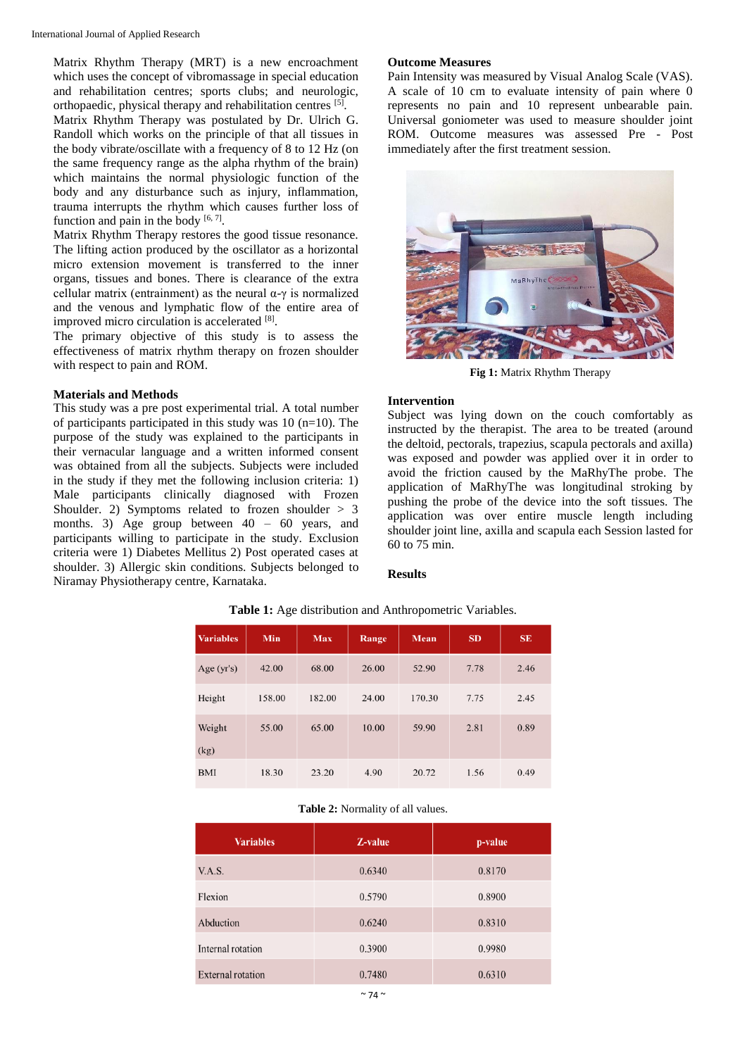Matrix Rhythm Therapy (MRT) is a new encroachment which uses the concept of vibromassage in special education and rehabilitation centres; sports clubs; and neurologic, orthopaedic, physical therapy and rehabilitation centres [5].

Matrix Rhythm Therapy was postulated by Dr. Ulrich G. Randoll which works on the principle of that all tissues in the body vibrate/oscillate with a frequency of 8 to 12 Hz (on the same frequency range as the alpha rhythm of the brain) which maintains the normal physiologic function of the body and any disturbance such as injury, inflammation, trauma interrupts the rhythm which causes further loss of function and pain in the body [6, 7].

Matrix Rhythm Therapy restores the good tissue resonance. The lifting action produced by the oscillator as a horizontal micro extension movement is transferred to the inner organs, tissues and bones. There is clearance of the extra cellular matrix (entrainment) as the neural α-γ is normalized and the venous and lymphatic flow of the entire area of improved micro circulation is accelerated [8].

The primary objective of this study is to assess the effectiveness of matrix rhythm therapy on frozen shoulder with respect to pain and ROM.

## Materials and Methods

This study was a pre post experimental trial. A total number of participants participated in this study was 10 (n=10). The purpose of the study was explained to the participants in their vernacular language and a written informed consent was obtained from all the subjects. Subjects were included in the study if they met the following inclusion criteria: 1) Male participants clinically diagnosed with Frozen Shoulder. 2) Symptoms related to frozen shoulder > 3 months. 3) Age group between 40 – 60 years, and participants willing to participate in the study. Exclusion criteria were 1) Diabetes Mellitus 2) Post operated cases at shoulder. 3) Allergic skin conditions. Subjects belonged to Niramay Physiotherapy centre, Karnataka.

## Outcome Measures

Pain Intensity was measured by Visual Analog Scale (VAS). A scale of 10 cm to evaluate intensity of pain where 0 represents no pain and 10 represent unbearable pain. Universal goniometer was used to measure shoulder joint ROM. Outcome measures was assessed Pre - Post immediately after the first treatment session.

**Fig 1:** Matrix Rhythm Therapy

## Intervention

Subject was lying down on the couch comfortably as instructed by the therapist. The area to be treated (around the deltoid, pectorals, trapezius, scapula pectorals and axilla) was exposed and powder was applied over it in order to avoid the friction caused by the MaRhyThe probe. The application of MaRhyThe was longitudinal stroking by pushing the probe of the device into the soft tissues. The application was over entire muscle length including shoulder joint line, axilla and scapula each Session lasted for 60 to 75 min.

## Results

**Table 1:** Age distribution and Anthropometric Variables.

| Variables | Min | Max | Range | Mean | SD | SE |
|---|---|---|---|---|---|---|
| Age (yr's) | 42.00 | 68.00 | 26.00 | 52.90 | 7.78 | 2.46 |
| Height | 158.00 | 182.00 | 24.00 | 170.30 | 7.75 | 2.45 |
| Weight (kg) | 55.00 | 65.00 | 10.00 | 59.90 | 2.81 | 0.89 |
| BMI | 18.30 | 23.20 | 4.90 | 20.72 | 1.56 | 0.49 |

**Table 2:** Normality of all values.

| Variables | Z-value | p-value |
|---|---|---|
| V.A.S. | 0.6340 | 0.8170 |
| Flexion | 0.5790 | 0.8900 |
| Abduction | 0.6240 | 0.8310 |
| Internal rotation | 0.3900 | 0.9980 |
| External rotation | 0.7480 | 0.6310 |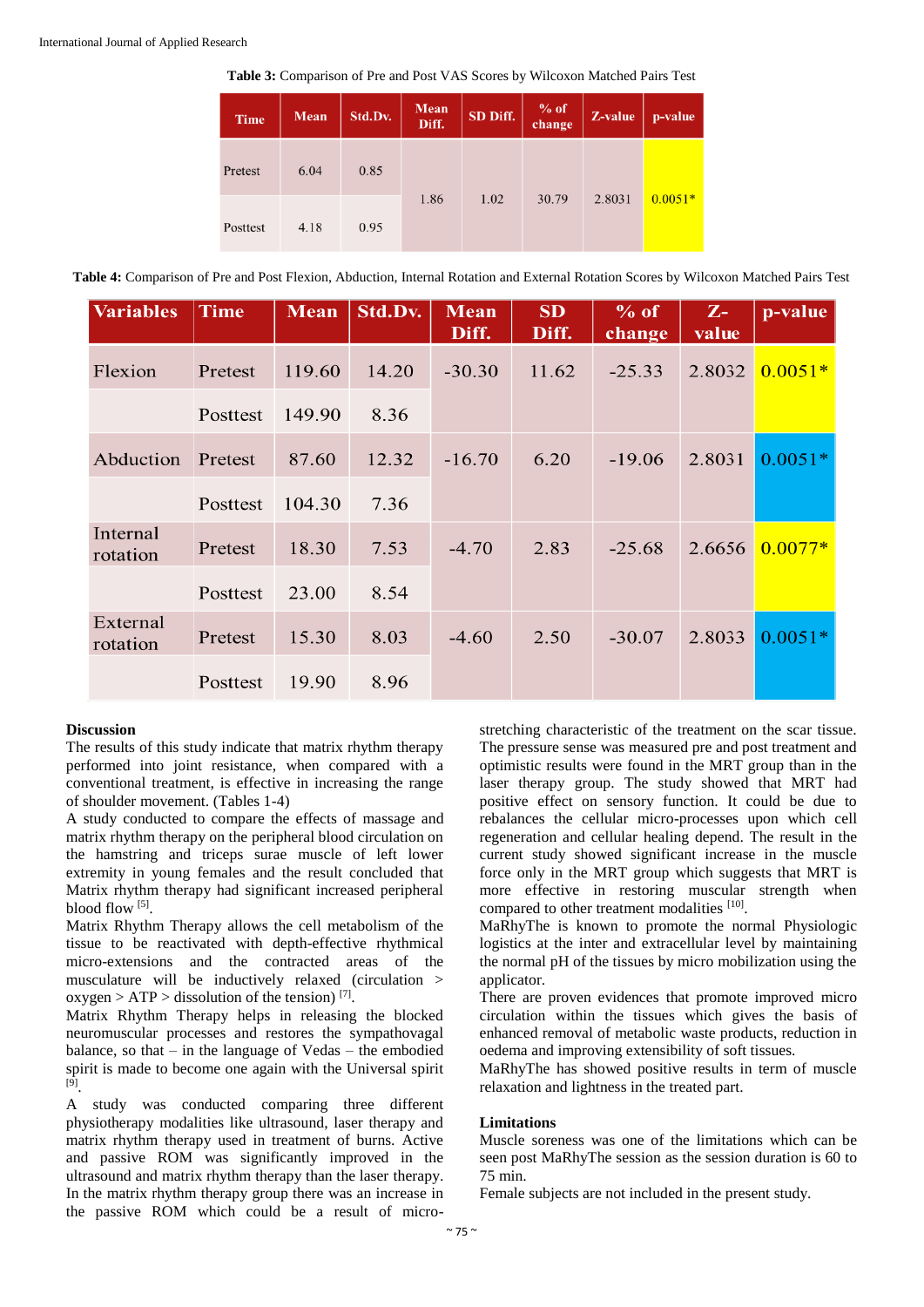**Table 3:** Comparison of Pre and Post VAS Scores by Wilcoxon Matched Pairs Test

| Time | Mean | Std.Dv. | Mean Diff. | SD Diff. | % of change | Z-value | p-value |
|---|---|---|---|---|---|---|---|
| Pretest | 6.04 | 0.85 | 1.86 | 1.02 | 30.79 | 2.8031 | 0.0051* |
| Posttest | 4.18 | 0.95 | | | | | |

**Table 4:** Comparison of Pre and Post Flexion, Abduction, Internal Rotation and External Rotation Scores by Wilcoxon Matched Pairs Test

| Variables | Time | Mean | Std.Dv. | Mean Diff. | SD Diff. | % of change | Z-value | p-value |
|---|---|---|---|---|---|---|---|---|
| Flexion | Pretest | 119.60 | 14.20 | -30.30 | 11.62 | -25.33 | 2.8032 | 0.0051* |
| | Posttest | 149.90 | 8.36 | | | | | |
| Abduction | Pretest | 87.60 | 12.32 | -16.70 | 6.20 | -19.06 | 2.8031 | 0.0051* |
| | Posttest | 104.30 | 7.36 | | | | | |
| Internal rotation | Pretest | 18.30 | 7.53 | -4.70 | 2.83 | -25.68 | 2.6656 | 0.0077* |
| | Posttest | 23.00 | 8.54 | | | | | |
| External rotation | Pretest | 15.30 | 8.03 | -4.60 | 2.50 | -30.07 | 2.8033 | 0.0051* |
| | Posttest | 19.90 | 8.96 | | | | | |

## Discussion

The results of this study indicate that matrix rhythm therapy performed into joint resistance, when compared with a conventional treatment, is effective in increasing the range of shoulder movement. (Tables 1-4)

A study conducted to compare the effects of massage and matrix rhythm therapy on the peripheral blood circulation on the hamstring and triceps surae muscle of left lower extremity in young females and the result concluded that Matrix rhythm therapy had significant increased peripheral blood flow [5].

Matrix Rhythm Therapy allows the cell metabolism of the tissue to be reactivated with depth-effective rhythmical micro-extensions and the contracted areas of the musculature will be inductively relaxed (circulation > oxygen > ATP > dissolution of the tension) [7].

Matrix Rhythm Therapy helps in releasing the blocked neuromuscular processes and restores the sympathovagal balance, so that – in the language of Vedas – the embodied spirit is made to become one again with the Universal spirit [9].

A study was conducted comparing three different physiotherapy modalities like ultrasound, laser therapy and matrix rhythm therapy used in treatment of burns. Active and passive ROM was significantly improved in the ultrasound and matrix rhythm therapy than the laser therapy. In the matrix rhythm therapy group there was an increase in the passive ROM which could be a result of micro-stretching characteristic of the treatment on the scar tissue. The pressure sense was measured pre and post treatment and optimistic results were found in the MRT group than in the laser therapy group. The study showed that MRT had positive effect on sensory function. It could be due to rebalances the cellular micro-processes upon which cell regeneration and cellular healing depend. The result in the current study showed significant increase in the muscle force only in the MRT group which suggests that MRT is more effective in restoring muscular strength when compared to other treatment modalities [10].

MaRhyThe is known to promote the normal Physiologic logistics at the inter and extracellular level by maintaining the normal pH of the tissues by micro mobilization using the applicator.

There are proven evidences that promote improved micro circulation within the tissues which gives the basis of enhanced removal of metabolic waste products, reduction in oedema and improving extensibility of soft tissues.

MaRhyThe has showed positive results in term of muscle relaxation and lightness in the treated part.

## Limitations

Muscle soreness was one of the limitations which can be seen post MaRhyThe session as the session duration is 60 to 75 min.

Female subjects are not included in the present study.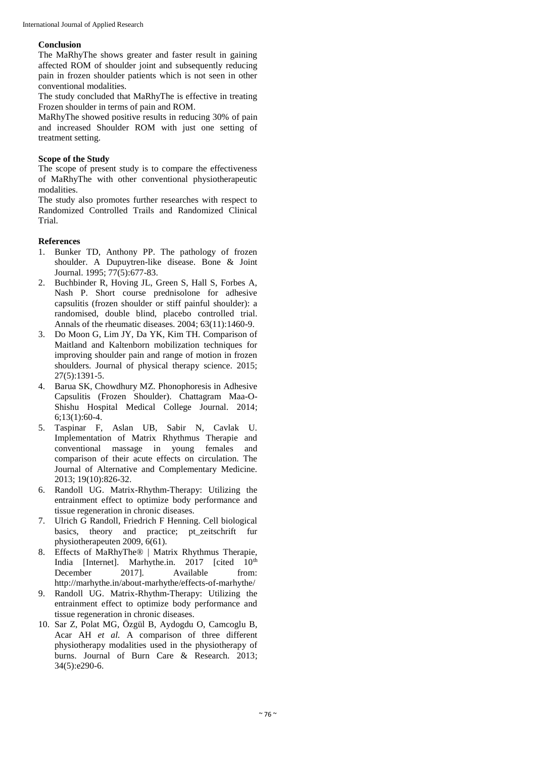**Conclusion**

The MaRhyThe shows greater and faster result in gaining affected ROM of shoulder joint and subsequently reducing pain in frozen shoulder patients which is not seen in other conventional modalities.

The study concluded that MaRhyThe is effective in treating Frozen shoulder in terms of pain and ROM.

MaRhyThe showed positive results in reducing 30% of pain and increased Shoulder ROM with just one setting of treatment setting.

**Scope of the Study**

The scope of present study is to compare the effectiveness of MaRhyThe with other conventional physiotherapeutic modalities.

The study also promotes further researches with respect to Randomized Controlled Trails and Randomized Clinical Trial.

**References**

1. Bunker TD, Anthony PP. The pathology of frozen shoulder. A Dupuytren-like disease. Bone & Joint Journal. 1995; 77(5):677-83.
2. Buchbinder R, Hoving JL, Green S, Hall S, Forbes A, Nash P. Short course prednisolone for adhesive capsulitis (frozen shoulder or stiff painful shoulder): a randomised, double blind, placebo controlled trial. Annals of the rheumatic diseases. 2004; 63(11):1460-9.
3. Do Moon G, Lim JY, Da YK, Kim TH. Comparison of Maitland and Kaltenborn mobilization techniques for improving shoulder pain and range of motion in frozen shoulders. Journal of physical therapy science. 2015; 27(5):1391-5.
4. Barua SK, Chowdhury MZ. Phonophoresis in Adhesive Capsulitis (Frozen Shoulder). Chattagram Maa-O-Shishu Hospital Medical College Journal. 2014; 6;13(1):60-4.
5. Taspinar F, Aslan UB, Sabir N, Cavlak U. Implementation of Matrix Rhythmus Therapie and conventional massage in young females and comparison of their acute effects on circulation. The Journal of Alternative and Complementary Medicine. 2013; 19(10):826-32.
6. Randoll UG. Matrix-Rhythm-Therapy: Utilizing the entrainment effect to optimize body performance and tissue regeneration in chronic diseases.
7. Ulrich G Randoll, Friedrich F Henning. Cell biological basics, theory and practice; pt_zeitschrift fur physiotherapeuten 2009, 6(61).
8. Effects of MaRhyThe® | Matrix Rhythmus Therapie, India [Internet]. Marhythe.in. 2017 [cited 10th December 2017]. Available from: http://marhythe.in/about-marhythe/effects-of-marhythe/
9. Randoll UG. Matrix-Rhythm-Therapy: Utilizing the entrainment effect to optimize body performance and tissue regeneration in chronic diseases.
10. Sar Z, Polat MG, Özgül B, Aydogdu O, Camcoglu B, Acar AH *et al.* A comparison of three different physiotherapy modalities used in the physiotherapy of burns. Journal of Burn Care & Research. 2013; 34(5):e290-6.